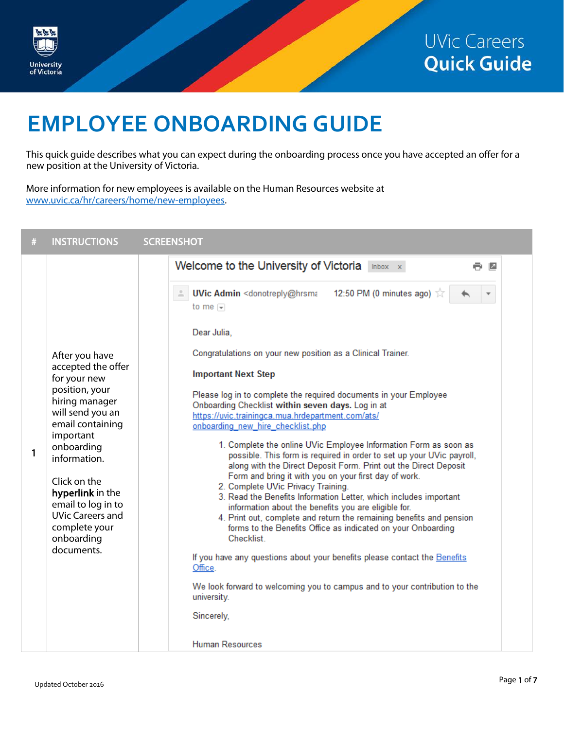UVic Careers
**Quick Guide**

# EMPLOYEE ONBOARDING GUIDE

This quick guide describes what you can expect during the onboarding process once you have accepted an offer for a new position at the University of Victoria.

More information for new employees is available on the Human Resources website at www.uvic.ca/hr/careers/home/new-employees.

| # | INSTRUCTIONS | SCREENSHOT |
|---|---|---|
| 1 | After you have accepted the offer for your new position, your hiring manager will send you an email containing important onboarding information.<br><br>Click on the **hyperlink** in the email to log in to UVic Careers and complete your onboarding documents. | Welcome to the University of Victoria Inbox x<br><br>UVic Admin <donotreply@hrsma 12:50 PM (0 minutes ago)<br>to me<br><br>Dear Julia,<br><br>Congratulations on your new position as a Clinical Trainer.<br><br>**Important Next Step**<br><br>Please log in to complete the required documents in your Employee Onboarding Checklist **within seven days.** Log in at https://uvic.trainingca.mua.hrdepartment.com/ats/onboarding_new_hire_checklist.php<br><br>1. Complete the online UVic Employee Information Form as soon as possible. This form is required in order to set up your UVic payroll, along with the Direct Deposit Form. Print out the Direct Deposit Form and bring it with you on your first day of work.<br>2. Complete UVic Privacy Training.<br>3. Read the Benefits Information Letter, which includes important information about the benefits you are eligible for.<br>4. Print out, complete and return the remaining benefits and pension forms to the Benefits Office as indicated on your Onboarding Checklist.<br><br>If you have any questions about your benefits please contact the Benefits Office.<br><br>We look forward to welcoming you to campus and to your contribution to the university.<br><br>Sincerely,<br><br>Human Resources |

Updated October 2016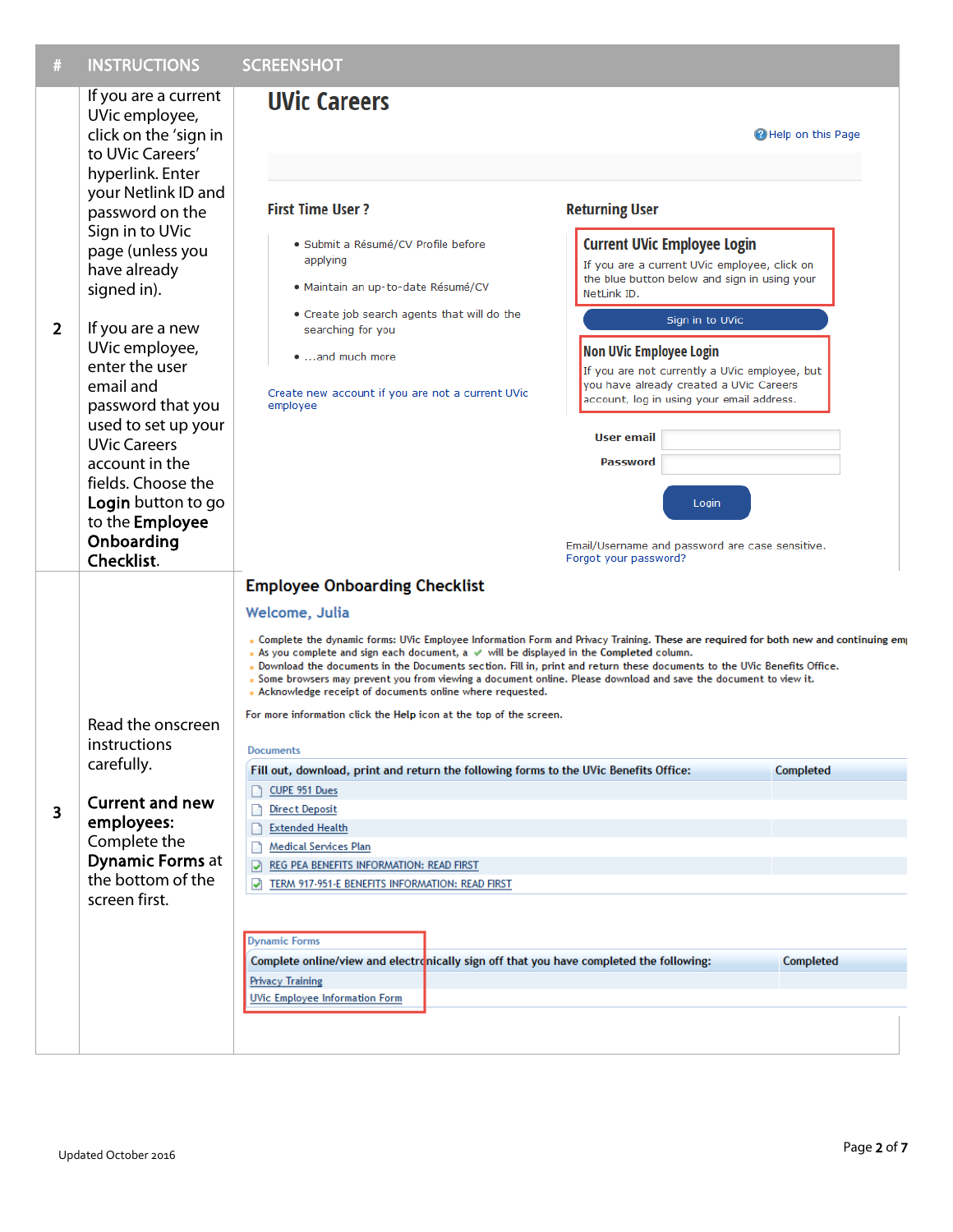| # | INSTRUCTIONS | SCREENSHOT |
|---|---|---|
| | If you are a current UVic employee, click on the 'sign in to UVic Careers' hyperlink. Enter your Netlink ID and password on the Sign in to UVic page (unless you have already signed in). | |
| 2 | If you are a new UVic employee, enter the user email and password that you used to set up your UVic Careers account in the fields. Choose the **Login** button to go to the **Employee Onboarding Checklist**. | **UVic Careers**<br><br>Help on this Page<br><br>**First Time User ?**<br>• Submit a Résumé/CV Profile before applying<br>• Maintain an up-to-date Résumé/CV<br>• Create job search agents that will do the searching for you<br>• ...and much more<br><br>Create new account if you are not a current UVic employee<br><br>**Returning User**<br><br>**Current UVic Employee Login**<br>If you are a current UVic employee, click on the blue button below and sign in using your NetLink ID.<br><br>Sign in to UVic<br><br>**Non UVic Employee Login**<br>If you are not currently a UVic employee, but you have already created a UVic Careers account, log in using your email address.<br><br>User email<br>Password<br>Login<br><br>Email/Username and password are case sensitive.<br>Forgot your password? |
| 3 | Read the onscreen instructions carefully.<br><br>**Current and new employees:** Complete the **Dynamic Forms** at the bottom of the screen first. | **Employee Onboarding Checklist**<br><br>**Welcome, Julia**<br><br>• Complete the dynamic forms: UVic Employee Information Form and Privacy Training. These are required for both new and continuing em<br>• As you complete and sign each document, a ✔ will be displayed in the Completed column.<br>• Download the documents in the Documents section. Fill in, print and return these documents to the UVic Benefits Office.<br>• Some browsers may prevent you from viewing a document online. Please download and save the document to view it.<br>• Acknowledge receipt of documents online where requested.<br><br>For more information click the Help icon at the top of the screen.<br><br>Documents<br>**Fill out, download, print and return the following forms to the UVic Benefits Office:** — **Completed**<br>CUPE 951 Dues<br>Direct Deposit<br>Extended Health<br>Medical Services Plan<br>REG PEA BENEFITS INFORMATION: READ FIRST<br>TERM 917-951-E BENEFITS INFORMATION: READ FIRST<br><br>Dynamic Forms<br>**Complete online/view and electronically sign off that you have completed the following:** — **Completed**<br>Privacy Training<br>UVic Employee Information Form |

Updated October 2016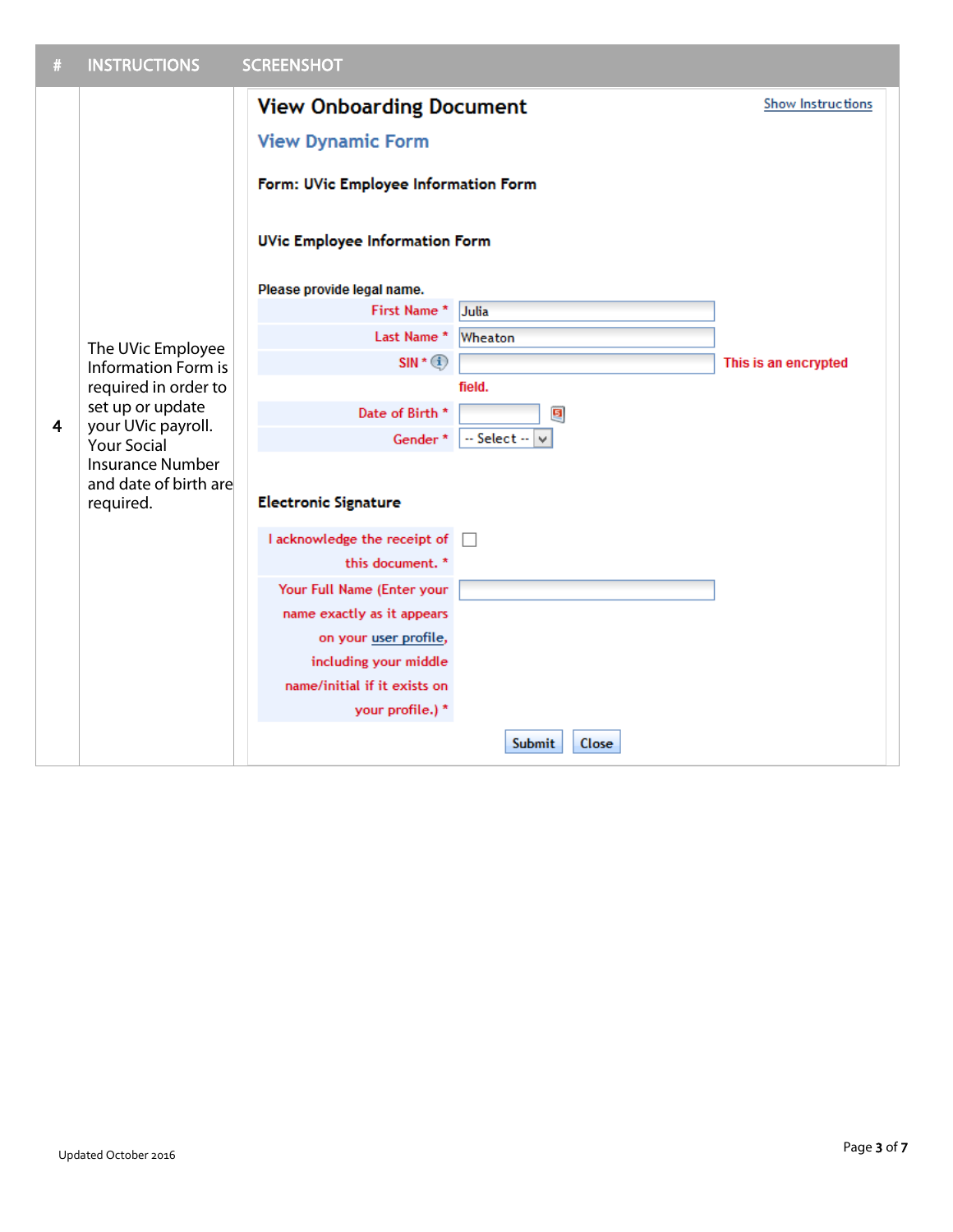| # | INSTRUCTIONS | SCREENSHOT |
|---|---|---|
| 4 | The UVic Employee Information Form is required in order to set up or update your UVic payroll. Your Social Insurance Number and date of birth are required. | **View Onboarding Document** Show Instructions<br><br>**View Dynamic Form**<br><br>**Form: UVic Employee Information Form**<br><br>**UVic Employee Information Form**<br><br>**Please provide legal name.**<br>First Name * Julia<br>Last Name * Wheaton<br>SIN * This is an encrypted field.<br>Date of Birth *<br>Gender * -- Select --<br><br>**Electronic Signature**<br>I acknowledge the receipt of this document. *<br>Your Full Name (Enter your name exactly as it appears on your user profile, including your middle name/initial if it exists on your profile.) *<br><br>Submit Close |

Updated October 2016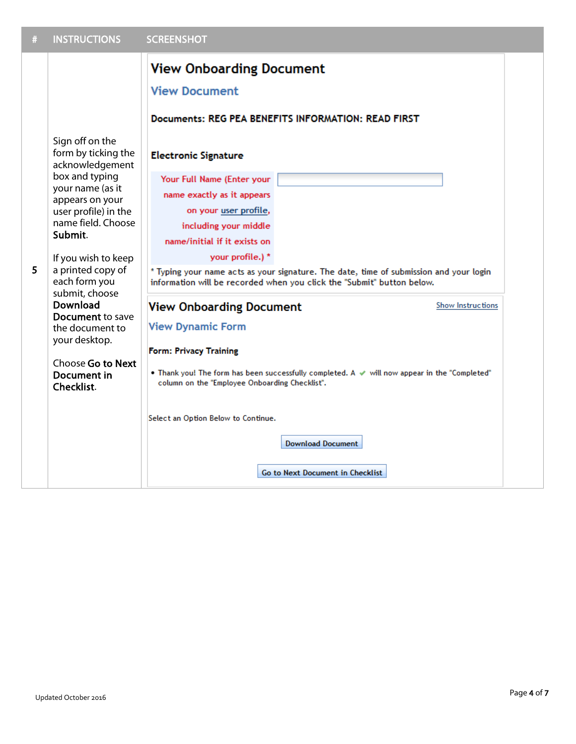| # | INSTRUCTIONS | SCREENSHOT |
| --- | --- | --- |
| 5 | Sign off on the form by ticking the acknowledgement box and typing your name (as it appears on your user profile) in the name field. Choose **Submit**.<br><br>If you wish to keep a printed copy of each form you submit, choose **Download Document** to save the document to your desktop.<br><br>Choose **Go to Next Document in Checklist**. | **View Onboarding Document**<br>**View Document**<br>**Documents: REG PEA BENEFITS INFORMATION: READ FIRST**<br>**Electronic Signature**<br>Your Full Name (Enter your name exactly as it appears on your user profile, including your middle name/initial if it exists on your profile.) *<br>* Typing your name acts as your signature. The date, time of submission and your login information will be recorded when you click the "Submit" button below.<br><br>**View Onboarding Document** Show Instructions<br>**View Dynamic Form**<br>**Form: Privacy Training**<br>• Thank you! The form has been successfully completed. A ✔ will now appear in the "Completed" column on the "Employee Onboarding Checklist".<br>Select an Option Below to Continue.<br>Download Document<br>Go to Next Document in Checklist |

Updated October 2016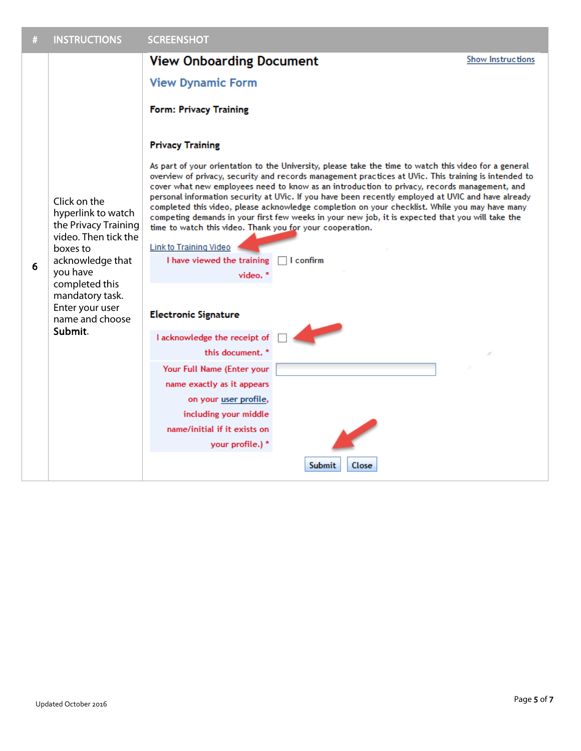| # | INSTRUCTIONS | SCREENSHOT |
|---|---|---|
| 6 | Click on the hyperlink to watch the Privacy Training video. Then tick the boxes to acknowledge that you have completed this mandatory task. Enter your user name and choose **Submit**. | **View Onboarding Document** Show Instructions<br><br>**View Dynamic Form**<br><br>**Form: Privacy Training**<br><br>**Privacy Training**<br><br>As part of your orientation to the University, please take the time to watch this video for a general overview of privacy, security and records management practices at UVic. This training is intended to cover what new employees need to know as an introduction to privacy, records management, and personal information security at UVic. If you have been recently employed at UVIC and have already completed this video, please acknowledge completion on your checklist. While you may have many competing demands in your first few weeks in your new job, it is expected that you will take the time to watch this video. Thank you for your cooperation.<br><br>Link to Training Video<br><br>I have viewed the training video. * ☐ I confirm<br><br>**Electronic Signature**<br><br>I acknowledge the receipt of this document. * ☐<br><br>Your Full Name (Enter your name exactly as it appears on your user profile, including your middle name/initial if it exists on your profile.) *<br><br>Submit Close |

Updated October 2016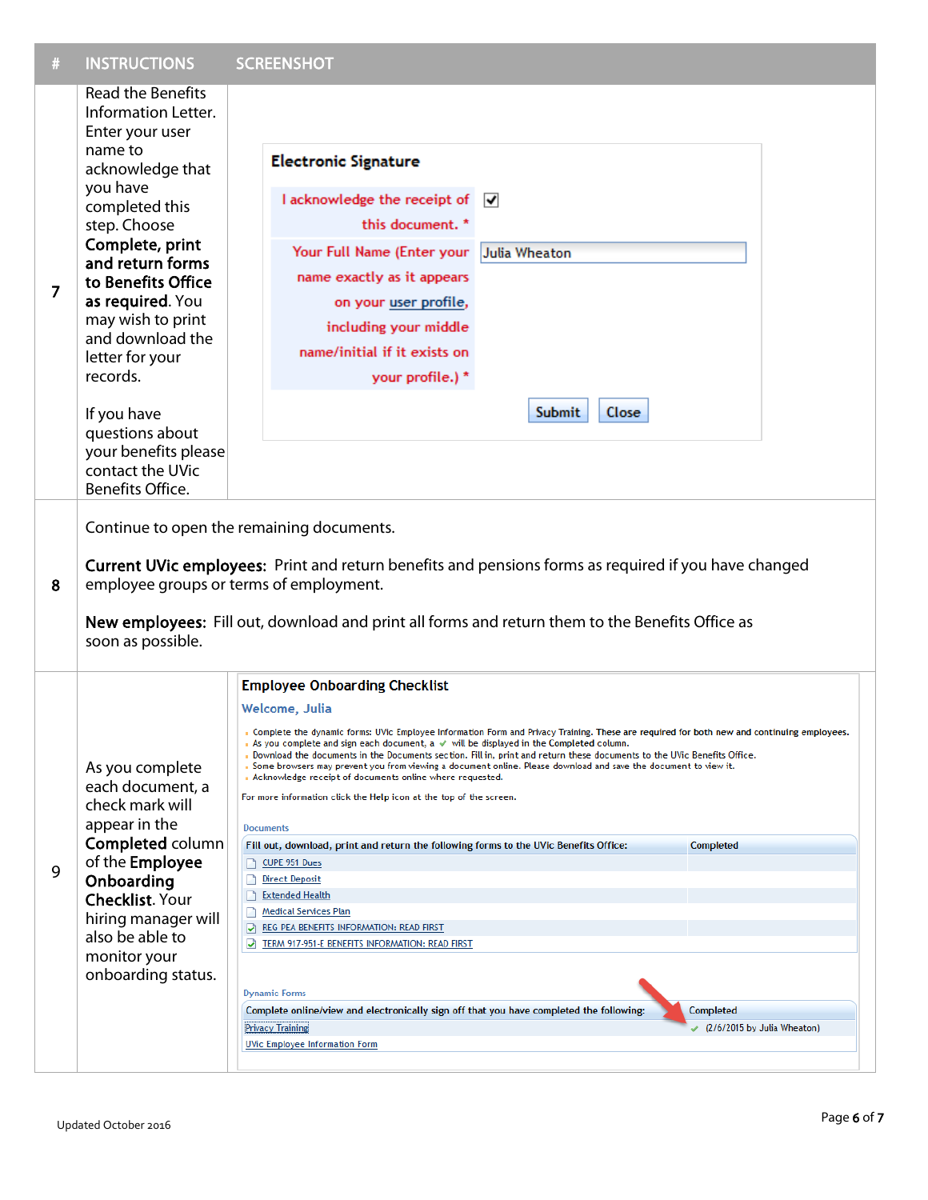| # | INSTRUCTIONS | SCREENSHOT |
|---|---|---|
| 7 | Read the Benefits Information Letter. Enter your user name to acknowledge that you have completed this step. Choose **Complete, print and return forms to Benefits Office as required**. You may wish to print and download the letter for your records.<br><br>If you have questions about your benefits please contact the UVic Benefits Office. | **Electronic Signature**<br>I acknowledge the receipt of this document. * ☑<br>Your Full Name (Enter your name exactly as it appears on your user profile, including your middle name/initial if it exists on your profile.) * Julia Wheaton<br>Submit Close |
| 8 | Continue to open the remaining documents.<br><br>**Current UVic employees:** Print and return benefits and pensions forms as required if you have changed employee groups or terms of employment.<br><br>**New employees:** Fill out, download and print all forms and return them to the Benefits Office as soon as possible. | |
| 9 | As you complete each document, a check mark will appear in the **Completed** column of the **Employee Onboarding Checklist**. Your hiring manager will also be able to monitor your onboarding status. | **Employee Onboarding Checklist**<br>Welcome, Julia<br>- Complete the dynamic forms: UVic Employee Information Form and Privacy Training. These are required for both new and continuing employees.<br>- As you complete and sign each document, a ✓ will be displayed in the Completed column.<br>- Download the documents in the Documents section. Fill in, print and return these documents to the UVic Benefits Office.<br>- Some browsers may prevent you from viewing a document online. Please download and save the document to view it.<br>- Acknowledge receipt of documents online where requested.<br>For more information click the Help icon at the top of the screen.<br>Documents<br>Fill out, download, print and return the following forms to the UVic Benefits Office: / Completed<br>CUPE 951 Dues<br>Direct Deposit<br>Extended Health<br>Medical Services Plan<br>REG PEA BENEFITS INFORMATION: READ FIRST<br>TERM 917-951-E BENEFITS INFORMATION: READ FIRST<br>Dynamic Forms<br>Complete online/view and electronically sign off that you have completed the following: / Completed<br>Privacy Training — ✓ (2/6/2015 by Julia Wheaton)<br>UVic Employee Information Form |

Updated October 2016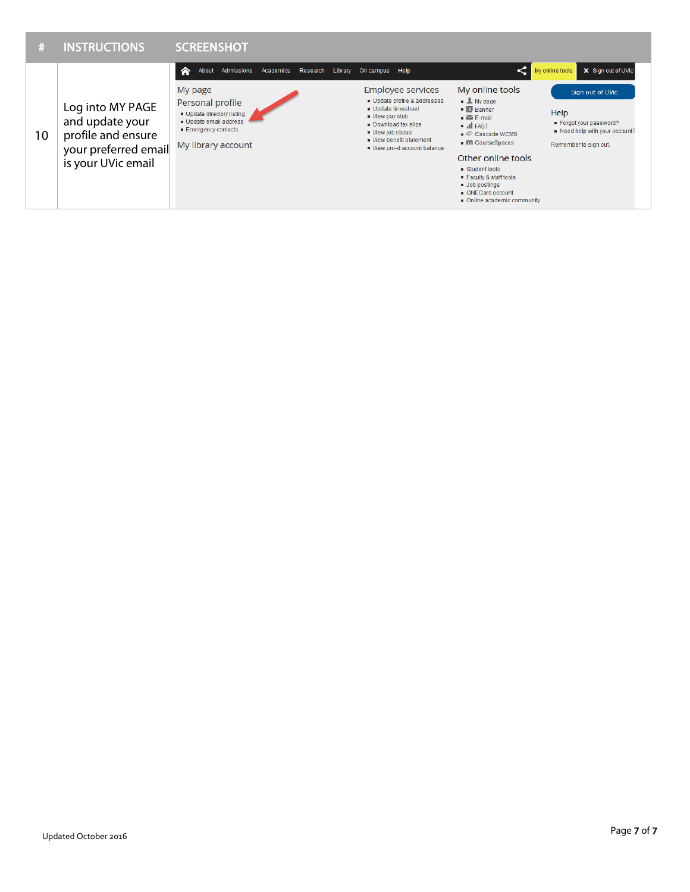| # | INSTRUCTIONS | SCREENSHOT |
|---|---|---|
| 10 | Log into MY PAGE and update your profile and ensure your preferred email is your UVic email | |

Updated October 2016